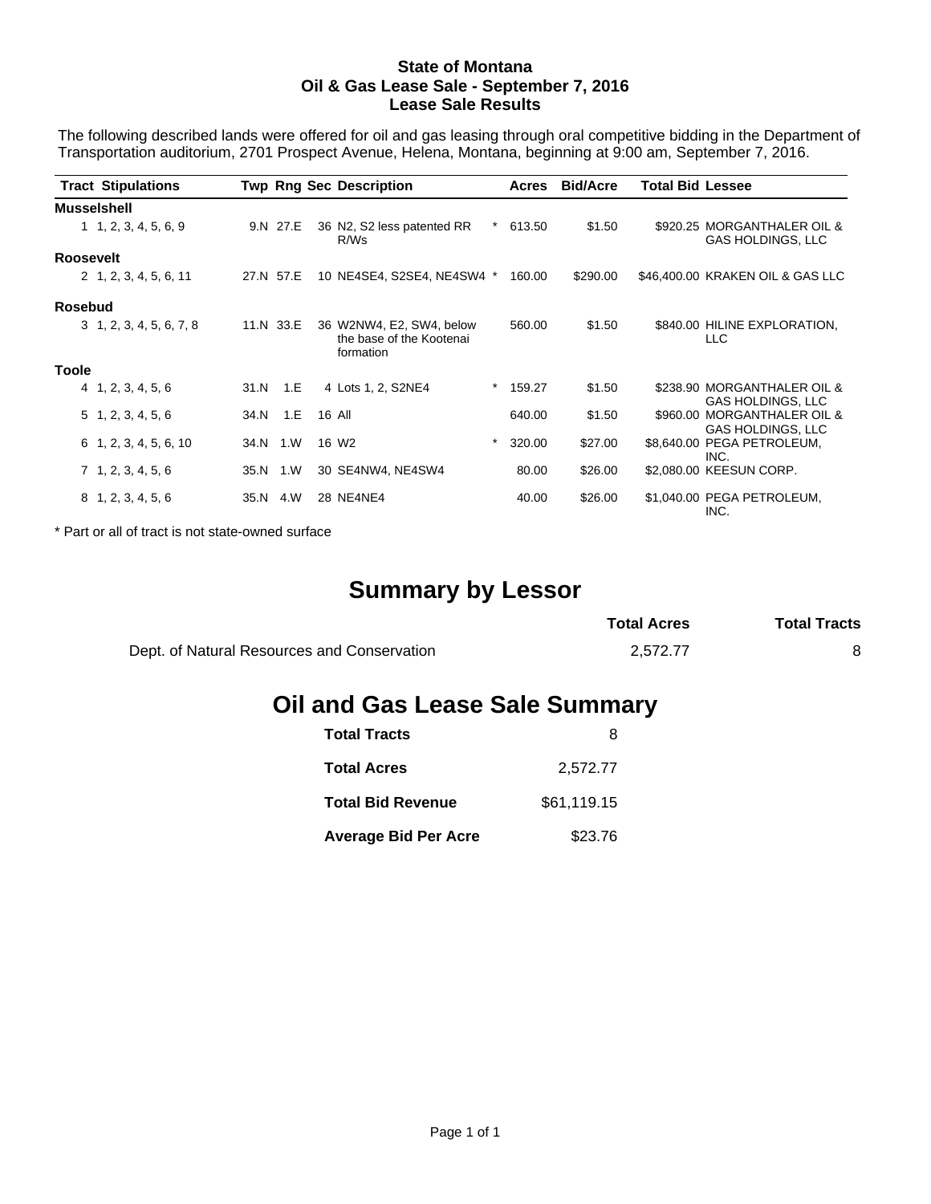# State of Montana
## Oil & Gas Lease Sale - September 7, 2016
## Lease Sale Results

The following described lands were offered for oil and gas leasing through oral competitive bidding in the Department of Transportation auditorium, 2701 Prospect Avenue, Helena, Montana, beginning at 9:00 am, September 7, 2016.

| Tract | Stipulations | Twp | Rng | Sec | Description | | Acres | Bid/Acre | Total Bid | Lessee |
|---|---|---|---|---|---|---|---|---|---|---|
| **Musselshell** | | | | | | | | | | |
| 1 | 1, 2, 3, 4, 5, 6, 9 | 9.N | 27.E | 36 | N2, S2 less patented RR R/Ws | * | 613.50 | $1.50 | $920.25 | MORGANTHALER OIL & GAS HOLDINGS, LLC |
| **Roosevelt** | | | | | | | | | | |
| 2 | 1, 2, 3, 4, 5, 6, 11 | 27.N | 57.E | 10 | NE4SE4, S2SE4, NE4SW4 | * | 160.00 | $290.00 | $46,400.00 | KRAKEN OIL & GAS LLC |
| **Rosebud** | | | | | | | | | | |
| 3 | 1, 2, 3, 4, 5, 6, 7, 8 | 11.N | 33.E | 36 | W2NW4, E2, SW4, below the base of the Kootenai formation | | 560.00 | $1.50 | $840.00 | HILINE EXPLORATION, LLC |
| **Toole** | | | | | | | | | | |
| 4 | 1, 2, 3, 4, 5, 6 | 31.N | 1.E | 4 | Lots 1, 2, S2NE4 | * | 159.27 | $1.50 | $238.90 | MORGANTHALER OIL & GAS HOLDINGS, LLC |
| 5 | 1, 2, 3, 4, 5, 6 | 34.N | 1.E | 16 | All | | 640.00 | $1.50 | $960.00 | MORGANTHALER OIL & GAS HOLDINGS, LLC |
| 6 | 1, 2, 3, 4, 5, 6, 10 | 34.N | 1.W | 16 | W2 | * | 320.00 | $27.00 | $8,640.00 | PEGA PETROLEUM, INC. |
| 7 | 1, 2, 3, 4, 5, 6 | 35.N | 1.W | 30 | SE4NW4, NE4SW4 | | 80.00 | $26.00 | $2,080.00 | KEESUN CORP. |
| 8 | 1, 2, 3, 4, 5, 6 | 35.N | 4.W | 28 | NE4NE4 | | 40.00 | $26.00 | $1,040.00 | PEGA PETROLEUM, INC. |

* Part or all of tract is not state-owned surface

# Summary by Lessor

| | Total Acres | Total Tracts |
|---|---|---|
| Dept. of Natural Resources and Conservation | 2,572.77 | 8 |

# Oil and Gas Lease Sale Summary

| | |
|---|---|
| **Total Tracts** | 8 |
| **Total Acres** | 2,572.77 |
| **Total Bid Revenue** | $61,119.15 |
| **Average Bid Per Acre** | $23.76 |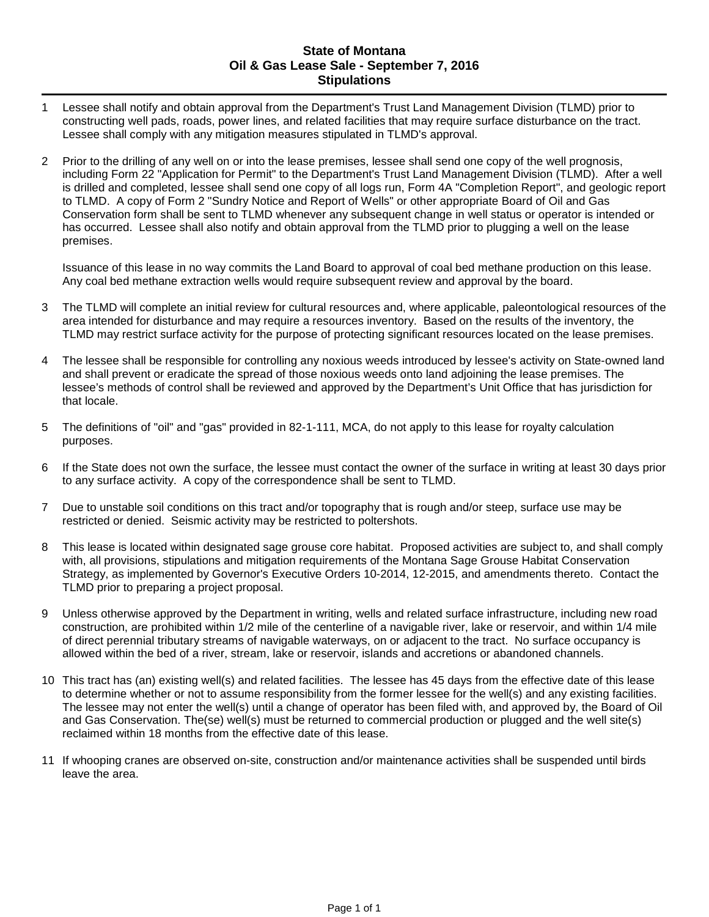# State of Montana
## Oil & Gas Lease Sale - September 7, 2016
## Stipulations

1. Lessee shall notify and obtain approval from the Department's Trust Land Management Division (TLMD) prior to constructing well pads, roads, power lines, and related facilities that may require surface disturbance on the tract. Lessee shall comply with any mitigation measures stipulated in TLMD's approval.

2. Prior to the drilling of any well on or into the lease premises, lessee shall send one copy of the well prognosis, including Form 22 "Application for Permit" to the Department's Trust Land Management Division (TLMD). After a well is drilled and completed, lessee shall send one copy of all logs run, Form 4A "Completion Report", and geologic report to TLMD. A copy of Form 2 "Sundry Notice and Report of Wells" or other appropriate Board of Oil and Gas Conservation form shall be sent to TLMD whenever any subsequent change in well status or operator is intended or has occurred. Lessee shall also notify and obtain approval from the TLMD prior to plugging a well on the lease premises.

   Issuance of this lease in no way commits the Land Board to approval of coal bed methane production on this lease. Any coal bed methane extraction wells would require subsequent review and approval by the board.

3. The TLMD will complete an initial review for cultural resources and, where applicable, paleontological resources of the area intended for disturbance and may require a resources inventory. Based on the results of the inventory, the TLMD may restrict surface activity for the purpose of protecting significant resources located on the lease premises.

4. The lessee shall be responsible for controlling any noxious weeds introduced by lessee's activity on State-owned land and shall prevent or eradicate the spread of those noxious weeds onto land adjoining the lease premises. The lessee's methods of control shall be reviewed and approved by the Department's Unit Office that has jurisdiction for that locale.

5. The definitions of "oil" and "gas" provided in 82-1-111, MCA, do not apply to this lease for royalty calculation purposes.

6. If the State does not own the surface, the lessee must contact the owner of the surface in writing at least 30 days prior to any surface activity. A copy of the correspondence shall be sent to TLMD.

7. Due to unstable soil conditions on this tract and/or topography that is rough and/or steep, surface use may be restricted or denied. Seismic activity may be restricted to poltershots.

8. This lease is located within designated sage grouse core habitat. Proposed activities are subject to, and shall comply with, all provisions, stipulations and mitigation requirements of the Montana Sage Grouse Habitat Conservation Strategy, as implemented by Governor's Executive Orders 10-2014, 12-2015, and amendments thereto. Contact the TLMD prior to preparing a project proposal.

9. Unless otherwise approved by the Department in writing, wells and related surface infrastructure, including new road construction, are prohibited within 1/2 mile of the centerline of a navigable river, lake or reservoir, and within 1/4 mile of direct perennial tributary streams of navigable waterways, on or adjacent to the tract. No surface occupancy is allowed within the bed of a river, stream, lake or reservoir, islands and accretions or abandoned channels.

10. This tract has (an) existing well(s) and related facilities. The lessee has 45 days from the effective date of this lease to determine whether or not to assume responsibility from the former lessee for the well(s) and any existing facilities. The lessee may not enter the well(s) until a change of operator has been filed with, and approved by, the Board of Oil and Gas Conservation. The(se) well(s) must be returned to commercial production or plugged and the well site(s) reclaimed within 18 months from the effective date of this lease.

11. If whooping cranes are observed on-site, construction and/or maintenance activities shall be suspended until birds leave the area.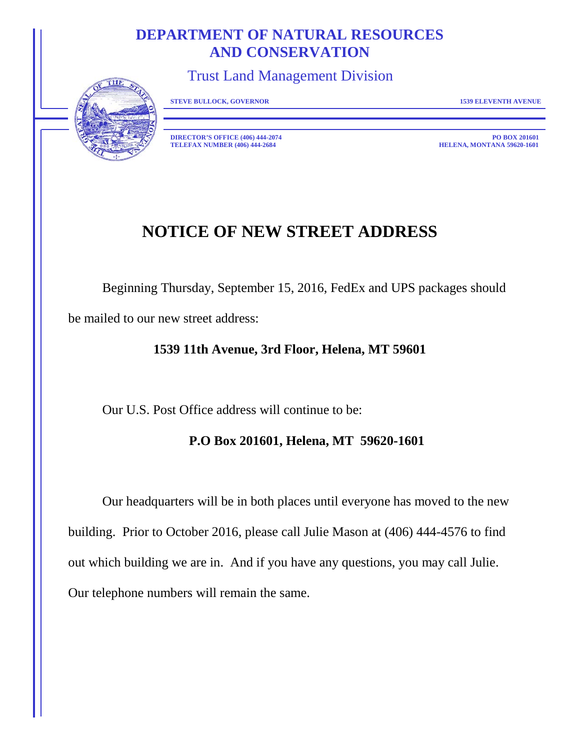# DEPARTMENT OF NATURAL RESOURCES AND CONSERVATION

Trust Land Management Division

STEVE BULLOCK, GOVERNOR — 1539 ELEVENTH AVENUE

DIRECTOR'S OFFICE (406) 444-2074
TELEFAX NUMBER (406) 444-2684

PO BOX 201601
HELENA, MONTANA 59620-1601

## NOTICE OF NEW STREET ADDRESS

Beginning Thursday, September 15, 2016, FedEx and UPS packages should be mailed to our new street address:

**1539 11th Avenue, 3rd Floor, Helena, MT 59601**

Our U.S. Post Office address will continue to be:

**P.O Box 201601, Helena, MT 59620-1601**

Our headquarters will be in both places until everyone has moved to the new building. Prior to October 2016, please call Julie Mason at (406) 444-4576 to find out which building we are in. And if you have any questions, you may call Julie. Our telephone numbers will remain the same.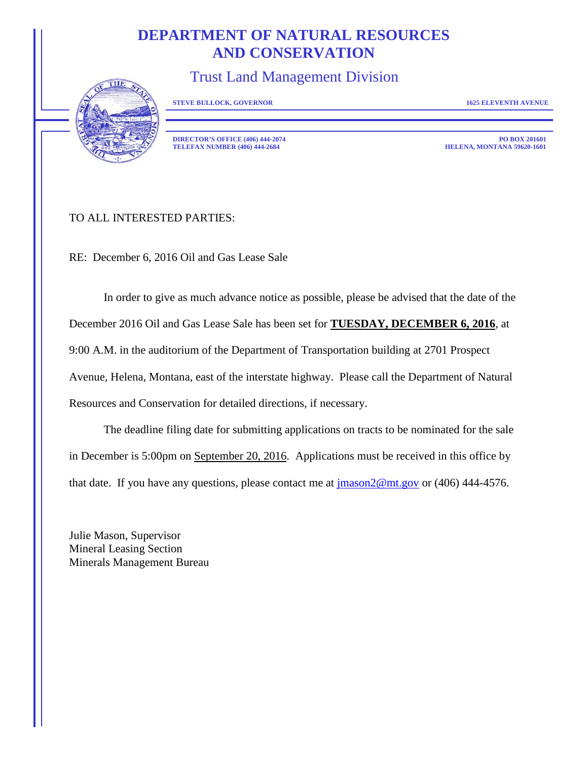# DEPARTMENT OF NATURAL RESOURCES AND CONSERVATION

## Trust Land Management Division

**STEVE BULLOCK, GOVERNOR** **1625 ELEVENTH AVENUE**

**DIRECTOR'S OFFICE (406) 444-2074**
**TELEFAX NUMBER (406) 444-2684**

**PO BOX 201601**
**HELENA, MONTANA 59620-1601**

TO ALL INTERESTED PARTIES:

RE: December 6, 2016 Oil and Gas Lease Sale

In order to give as much advance notice as possible, please be advised that the date of the December 2016 Oil and Gas Lease Sale has been set for **TUESDAY, DECEMBER 6, 2016**, at 9:00 A.M. in the auditorium of the Department of Transportation building at 2701 Prospect Avenue, Helena, Montana, east of the interstate highway. Please call the Department of Natural Resources and Conservation for detailed directions, if necessary.

The deadline filing date for submitting applications on tracts to be nominated for the sale in December is 5:00pm on September 20, 2016. Applications must be received in this office by that date. If you have any questions, please contact me at jmason2@mt.gov or (406) 444-4576.

Julie Mason, Supervisor
Mineral Leasing Section
Minerals Management Bureau